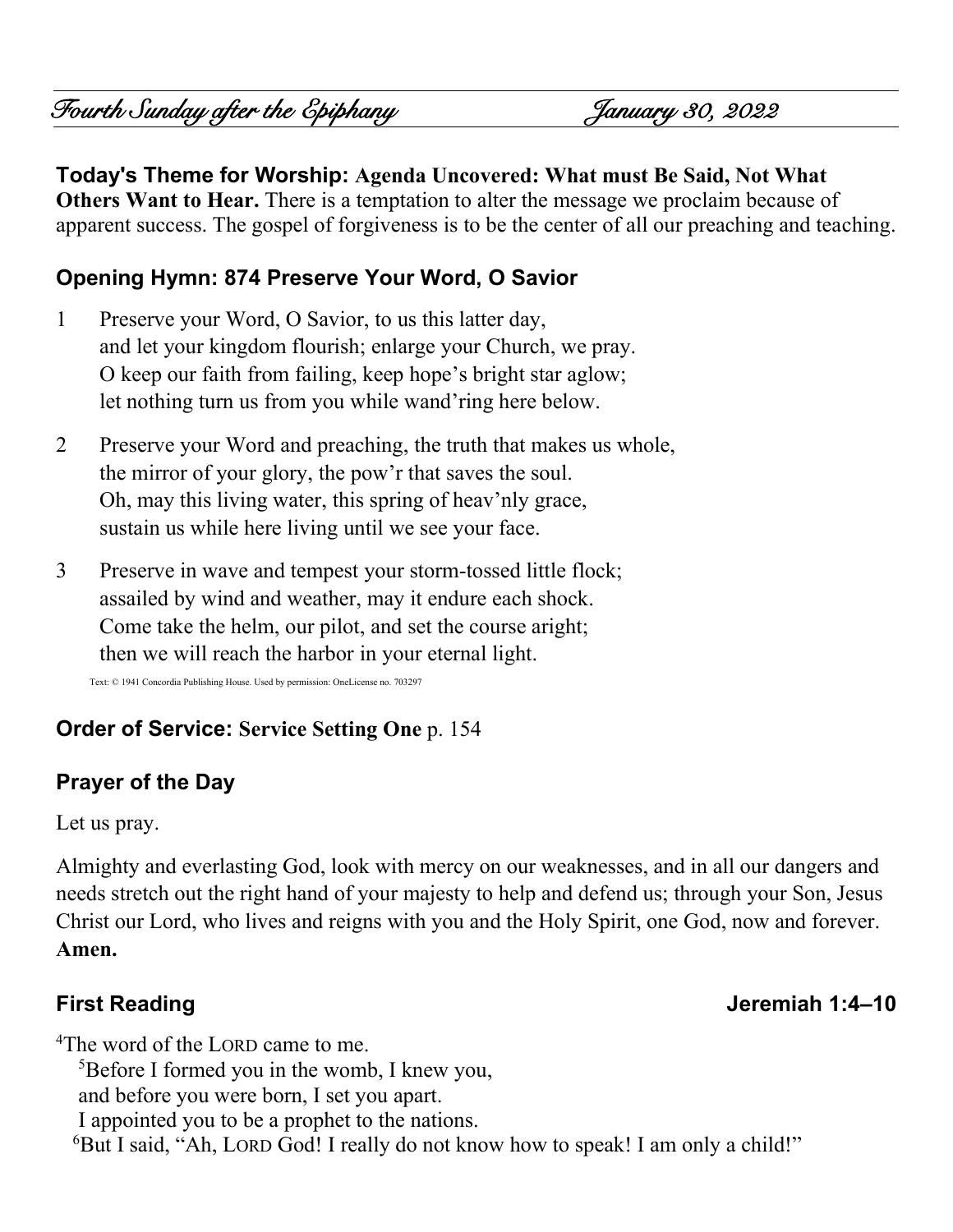# *Fourth Sunday after the Epiphany* *January 30, 2022*

**Today's Theme for Worship: Agenda Uncovered: What must Be Said, Not What Others Want to Hear.** There is a temptation to alter the message we proclaim because of apparent success. The gospel of forgiveness is to be the center of all our preaching and teaching.

## Opening Hymn: 874 Preserve Your Word, O Savior

1 Preserve your Word, O Savior, to us this latter day,
and let your kingdom flourish; enlarge your Church, we pray.
O keep our faith from failing, keep hope's bright star aglow;
let nothing turn us from you while wand'ring here below.

2 Preserve your Word and preaching, the truth that makes us whole,
the mirror of your glory, the pow'r that saves the soul.
Oh, may this living water, this spring of heav'nly grace,
sustain us while here living until we see your face.

3 Preserve in wave and tempest your storm-tossed little flock;
assailed by wind and weather, may it endure each shock.
Come take the helm, our pilot, and set the course aright;
then we will reach the harbor in your eternal light.

Text: © 1941 Concordia Publishing House. Used by permission: OneLicense no. 703297

## Order of Service: Service Setting One p. 154

## Prayer of the Day

Let us pray.

Almighty and everlasting God, look with mercy on our weaknesses, and in all our dangers and needs stretch out the right hand of your majesty to help and defend us; through your Son, Jesus Christ our Lord, who lives and reigns with you and the Holy Spirit, one God, now and forever. **Amen.**

## First Reading Jeremiah 1:4–10

[4]The word of the LORD came to me.
[5]Before I formed you in the womb, I knew you,
and before you were born, I set you apart.
I appointed you to be a prophet to the nations.
[6]But I said, "Ah, LORD God! I really do not know how to speak! I am only a child!"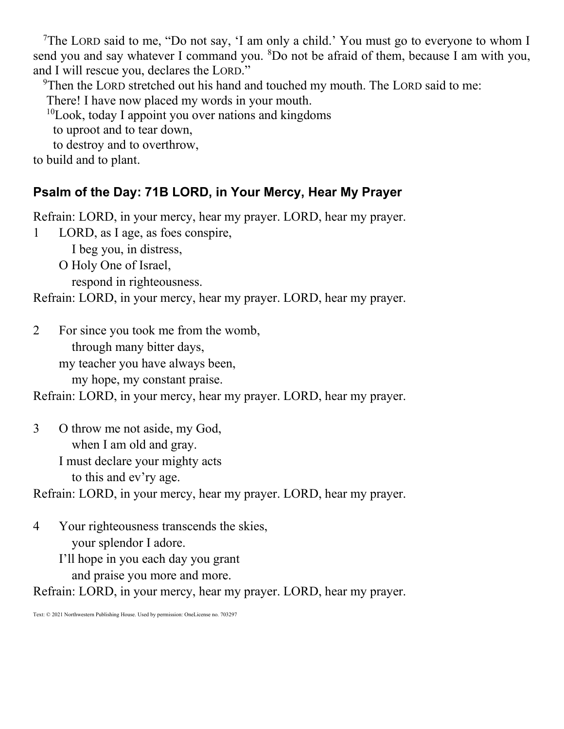[7]The LORD said to me, "Do not say, 'I am only a child.' You must go to everyone to whom I send you and say whatever I command you. [8]Do not be afraid of them, because I am with you, and I will rescue you, declares the LORD."

[9]Then the LORD stretched out his hand and touched my mouth. The LORD said to me:
There! I have now placed my words in your mouth.
[10]Look, today I appoint you over nations and kingdoms
to uproot and to tear down,
to destroy and to overthrow,
to build and to plant.

## Psalm of the Day: 71B LORD, in Your Mercy, Hear My Prayer

Refrain: LORD, in your mercy, hear my prayer. LORD, hear my prayer.

1 LORD, as I age, as foes conspire,
I beg you, in distress,
O Holy One of Israel,
respond in righteousness.

Refrain: LORD, in your mercy, hear my prayer. LORD, hear my prayer.

2 For since you took me from the womb,
through many bitter days,
my teacher you have always been,
my hope, my constant praise.

Refrain: LORD, in your mercy, hear my prayer. LORD, hear my prayer.

3 O throw me not aside, my God,
when I am old and gray.
I must declare your mighty acts
to this and ev'ry age.

Refrain: LORD, in your mercy, hear my prayer. LORD, hear my prayer.

4 Your righteousness transcends the skies,
your splendor I adore.
I'll hope in you each day you grant
and praise you more and more.

Refrain: LORD, in your mercy, hear my prayer. LORD, hear my prayer.

Text: © 2021 Northwestern Publishing House. Used by permission: OneLicense no. 703297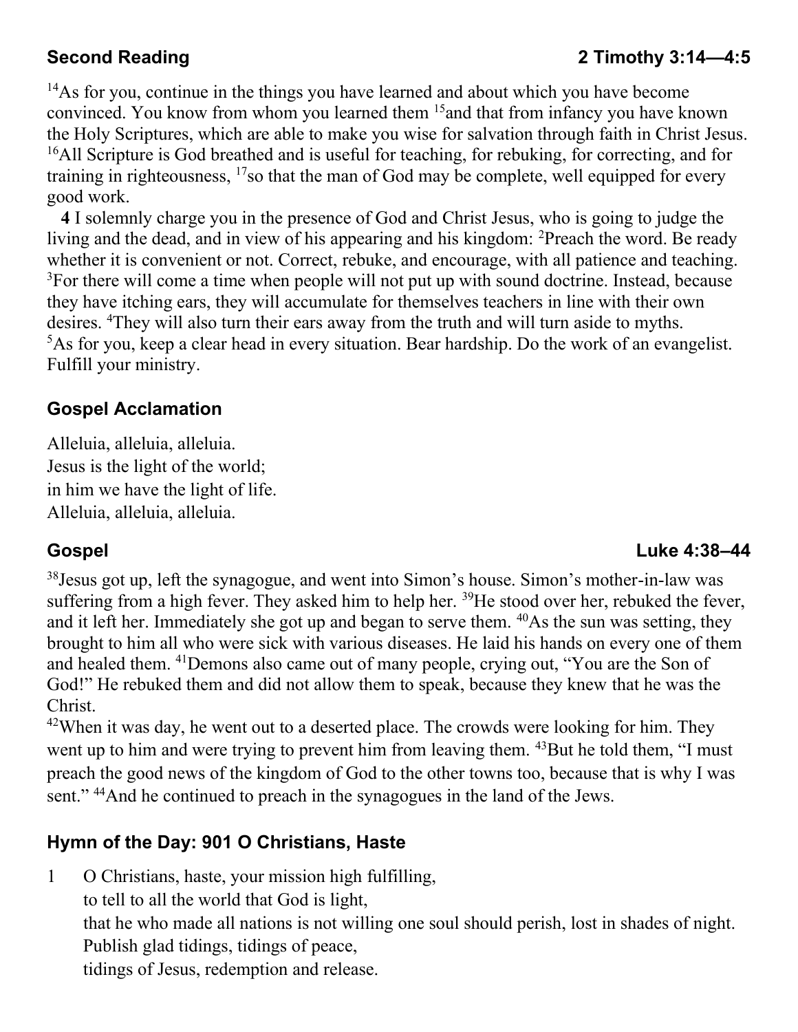## Second Reading — 2 Timothy 3:14—4:5

[14]As for you, continue in the things you have learned and about which you have become convinced. You know from whom you learned them [15]and that from infancy you have known the Holy Scriptures, which are able to make you wise for salvation through faith in Christ Jesus. [16]All Scripture is God breathed and is useful for teaching, for rebuking, for correcting, and for training in righteousness, [17]so that the man of God may be complete, well equipped for every good work.

**4** I solemnly charge you in the presence of God and Christ Jesus, who is going to judge the living and the dead, and in view of his appearing and his kingdom: [2]Preach the word. Be ready whether it is convenient or not. Correct, rebuke, and encourage, with all patience and teaching. [3]For there will come a time when people will not put up with sound doctrine. Instead, because they have itching ears, they will accumulate for themselves teachers in line with their own desires. [4]They will also turn their ears away from the truth and will turn aside to myths. [5]As for you, keep a clear head in every situation. Bear hardship. Do the work of an evangelist. Fulfill your ministry.

## Gospel Acclamation

Alleluia, alleluia, alleluia.
Jesus is the light of the world;
in him we have the light of life.
Alleluia, alleluia, alleluia.

## Gospel — Luke 4:38–44

[38]Jesus got up, left the synagogue, and went into Simon's house. Simon's mother-in-law was suffering from a high fever. They asked him to help her. [39]He stood over her, rebuked the fever, and it left her. Immediately she got up and began to serve them. [40]As the sun was setting, they brought to him all who were sick with various diseases. He laid his hands on every one of them and healed them. [41]Demons also came out of many people, crying out, "You are the Son of God!" He rebuked them and did not allow them to speak, because they knew that he was the Christ.

[42]When it was day, he went out to a deserted place. The crowds were looking for him. They went up to him and were trying to prevent him from leaving them. [43]But he told them, "I must preach the good news of the kingdom of God to the other towns too, because that is why I was sent." [44]And he continued to preach in the synagogues in the land of the Jews.

## Hymn of the Day: 901 O Christians, Haste

1 O Christians, haste, your mission high fulfilling,
to tell to all the world that God is light,
that he who made all nations is not willing one soul should perish, lost in shades of night.
Publish glad tidings, tidings of peace,
tidings of Jesus, redemption and release.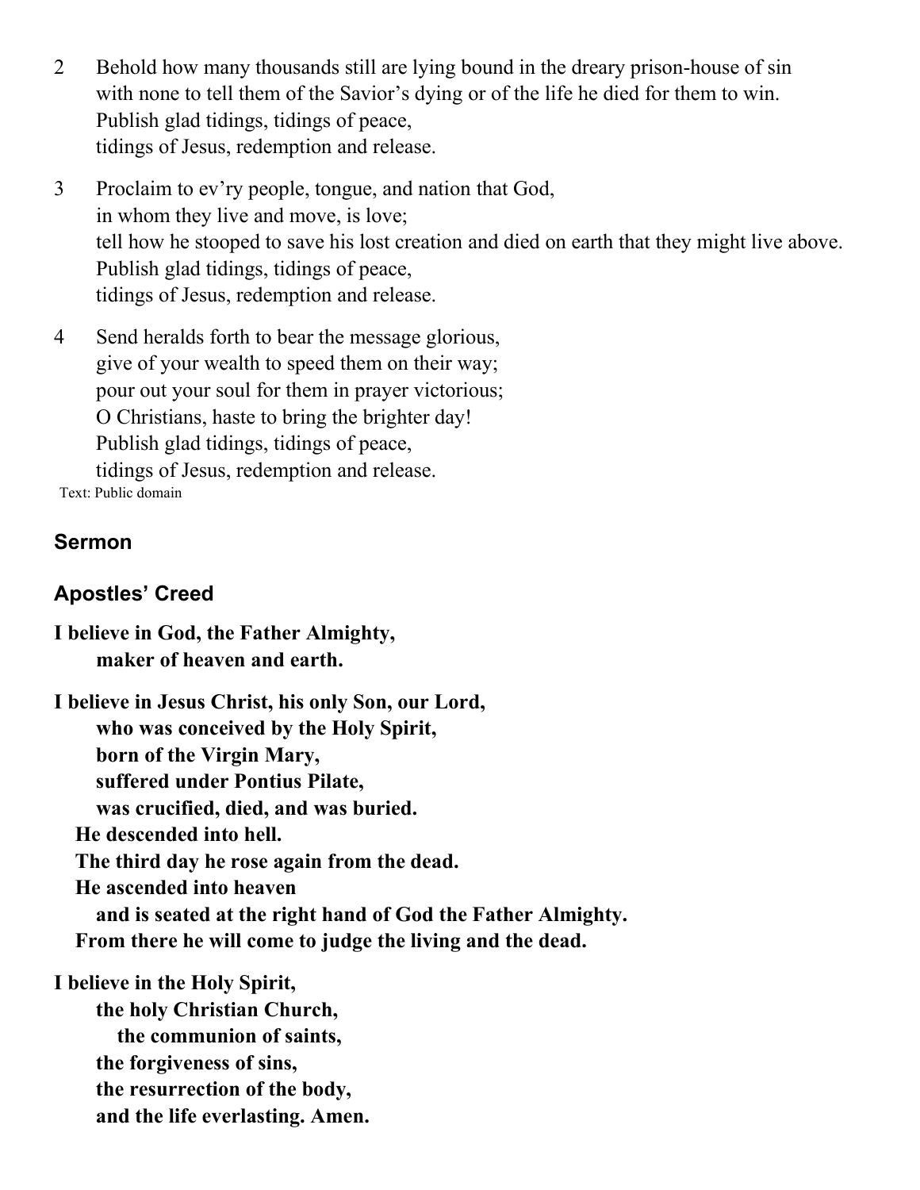2 Behold how many thousands still are lying bound in the dreary prison-house of sin
with none to tell them of the Savior's dying or of the life he died for them to win.
Publish glad tidings, tidings of peace,
tidings of Jesus, redemption and release.

3 Proclaim to ev'ry people, tongue, and nation that God,
in whom they live and move, is love;
tell how he stooped to save his lost creation and died on earth that they might live above.
Publish glad tidings, tidings of peace,
tidings of Jesus, redemption and release.

4 Send heralds forth to bear the message glorious,
give of your wealth to speed them on their way;
pour out your soul for them in prayer victorious;
O Christians, haste to bring the brighter day!
Publish glad tidings, tidings of peace,
tidings of Jesus, redemption and release.

Text: Public domain

### Sermon

### Apostles' Creed

**I believe in God, the Father Almighty,**
**maker of heaven and earth.**

**I believe in Jesus Christ, his only Son, our Lord,**
**who was conceived by the Holy Spirit,**
**born of the Virgin Mary,**
**suffered under Pontius Pilate,**
**was crucified, died, and was buried.**
**He descended into hell.**
**The third day he rose again from the dead.**
**He ascended into heaven**
**and is seated at the right hand of God the Father Almighty.**
**From there he will come to judge the living and the dead.**

**I believe in the Holy Spirit,**
**the holy Christian Church,**
**the communion of saints,**
**the forgiveness of sins,**
**the resurrection of the body,**
**and the life everlasting. Amen.**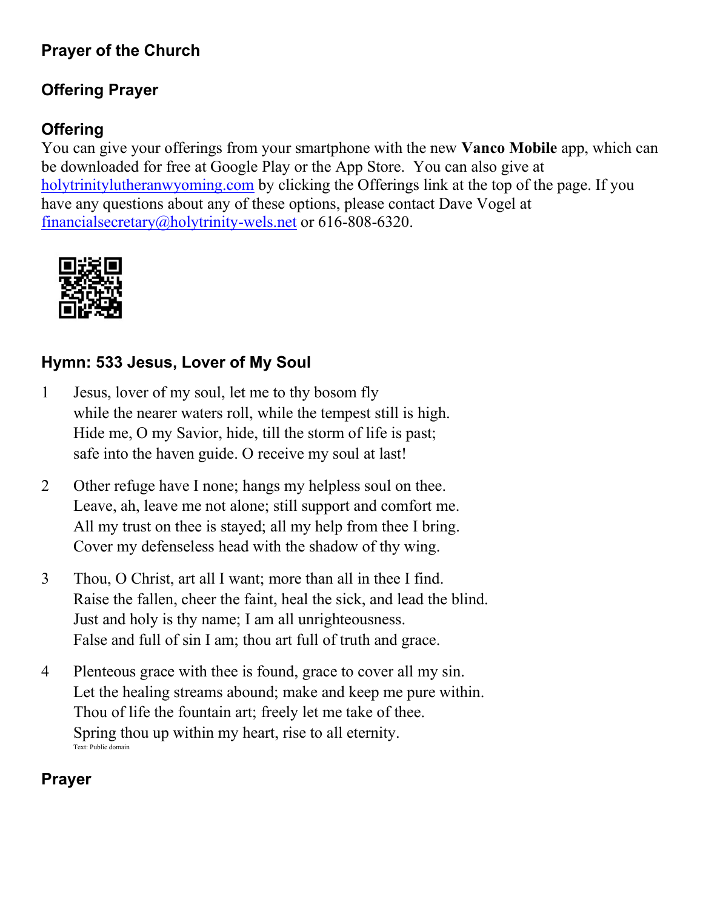## Prayer of the Church

## Offering Prayer

## Offering

You can give your offerings from your smartphone with the new **Vanco Mobile** app, which can be downloaded for free at Google Play or the App Store. You can also give at holytrinitylutheranwyoming.com by clicking the Offerings link at the top of the page. If you have any questions about any of these options, please contact Dave Vogel at financialsecretary@holytrinity-wels.net or 616-808-6320.

## Hymn: 533 Jesus, Lover of My Soul

1 Jesus, lover of my soul, let me to thy bosom fly
while the nearer waters roll, while the tempest still is high.
Hide me, O my Savior, hide, till the storm of life is past;
safe into the haven guide. O receive my soul at last!

2 Other refuge have I none; hangs my helpless soul on thee.
Leave, ah, leave me not alone; still support and comfort me.
All my trust on thee is stayed; all my help from thee I bring.
Cover my defenseless head with the shadow of thy wing.

3 Thou, O Christ, art all I want; more than all in thee I find.
Raise the fallen, cheer the faint, heal the sick, and lead the blind.
Just and holy is thy name; I am all unrighteousness.
False and full of sin I am; thou art full of truth and grace.

4 Plenteous grace with thee is found, grace to cover all my sin.
Let the healing streams abound; make and keep me pure within.
Thou of life the fountain art; freely let me take of thee.
Spring thou up within my heart, rise to all eternity.

Text: Public domain

## Prayer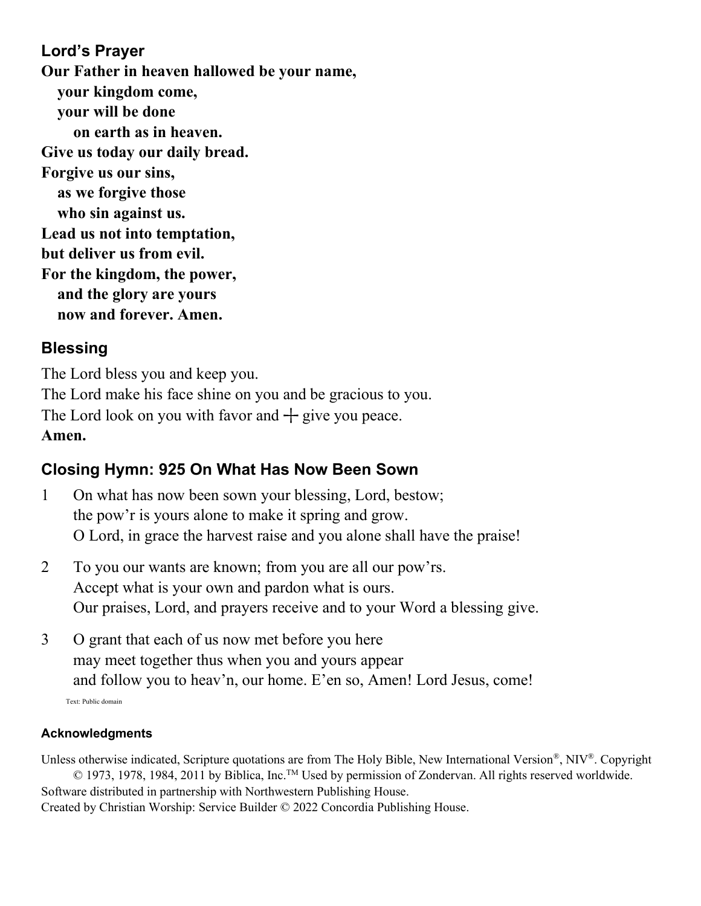### Lord's Prayer

**Our Father in heaven hallowed be your name,**
**your kingdom come,**
**your will be done**
**on earth as in heaven.**
**Give us today our daily bread.**
**Forgive us our sins,**
**as we forgive those**
**who sin against us.**
**Lead us not into temptation,**
**but deliver us from evil.**
**For the kingdom, the power,**
**and the glory are yours**
**now and forever. Amen.**

### Blessing

The Lord bless you and keep you.
The Lord make his face shine on you and be gracious to you.
The Lord look on you with favor and ┼ give you peace.
**Amen.**

### Closing Hymn: 925 On What Has Now Been Sown

1 On what has now been sown your blessing, Lord, bestow;
the pow'r is yours alone to make it spring and grow.
O Lord, in grace the harvest raise and you alone shall have the praise!

2 To you our wants are known; from you are all our pow'rs.
Accept what is your own and pardon what is ours.
Our praises, Lord, and prayers receive and to your Word a blessing give.

3 O grant that each of us now met before you here
may meet together thus when you and yours appear
and follow you to heav'n, our home. E'en so, Amen! Lord Jesus, come!

Text: Public domain

#### Acknowledgments

Unless otherwise indicated, Scripture quotations are from The Holy Bible, New International Version®, NIV®. Copyright © 1973, 1978, 1984, 2011 by Biblica, Inc.™ Used by permission of Zondervan. All rights reserved worldwide.
Software distributed in partnership with Northwestern Publishing House.
Created by Christian Worship: Service Builder © 2022 Concordia Publishing House.